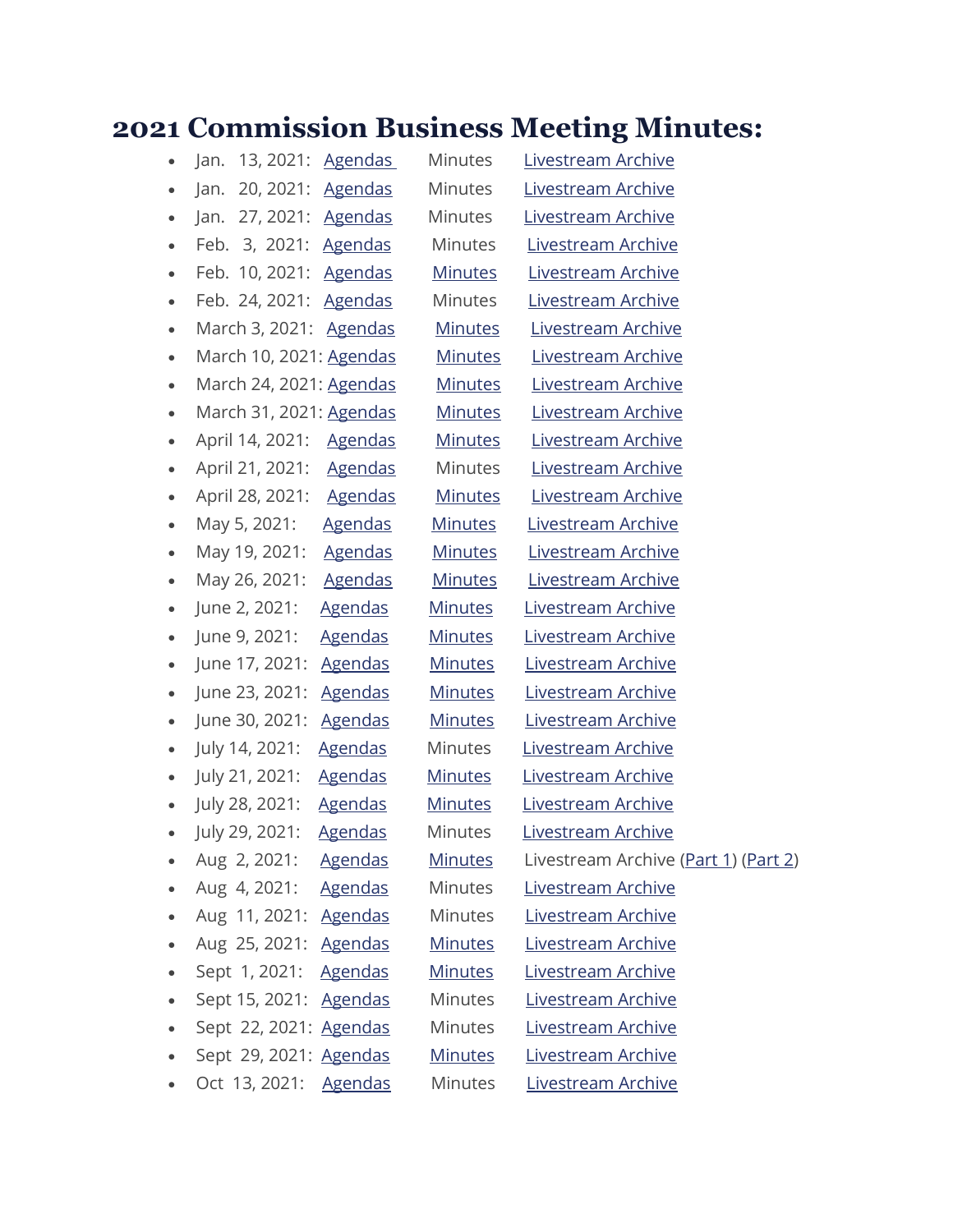# 2021 Commission Business Meeting Minutes:

- Jan. 13, 2021: Agendas Minutes Livestream Archive
- Jan. 20, 2021: Agendas Minutes Livestream Archive
- Jan. 27, 2021: Agendas Minutes Livestream Archive
- Feb. 3, 2021: Agendas Minutes Livestream Archive
- Feb. 10, 2021: Agendas Minutes Livestream Archive
- Feb. 24, 2021: Agendas Minutes Livestream Archive
- March 3, 2021: Agendas Minutes Livestream Archive
- March 10, 2021: Agendas Minutes Livestream Archive
- March 24, 2021: Agendas Minutes Livestream Archive
- March 31, 2021: Agendas Minutes Livestream Archive
- April 14, 2021: Agendas Minutes Livestream Archive
- April 21, 2021: Agendas Minutes Livestream Archive
- April 28, 2021: Agendas Minutes Livestream Archive
- May 5, 2021: Agendas Minutes Livestream Archive
- May 19, 2021: Agendas Minutes Livestream Archive
- May 26, 2021: Agendas Minutes Livestream Archive
- June 2, 2021: Agendas Minutes Livestream Archive
- June 9, 2021: Agendas Minutes Livestream Archive
- June 17, 2021: Agendas Minutes Livestream Archive
- June 23, 2021: Agendas Minutes Livestream Archive
- June 30, 2021: Agendas Minutes Livestream Archive
- July 14, 2021: Agendas Minutes Livestream Archive
- July 21, 2021: Agendas Minutes Livestream Archive
- July 28, 2021: Agendas Minutes Livestream Archive
- July 29, 2021: Agendas Minutes Livestream Archive
- Aug 2, 2021: Agendas Minutes Livestream Archive (Part 1) (Part 2)
- Aug 4, 2021: Agendas Minutes Livestream Archive
- Aug 11, 2021: Agendas Minutes Livestream Archive
- Aug 25, 2021: Agendas Minutes Livestream Archive
- Sept 1, 2021: Agendas Minutes Livestream Archive
- Sept 15, 2021: Agendas Minutes Livestream Archive
- Sept 22, 2021: Agendas Minutes Livestream Archive
- Sept 29, 2021: Agendas Minutes Livestream Archive
- Oct 13, 2021: Agendas Minutes Livestream Archive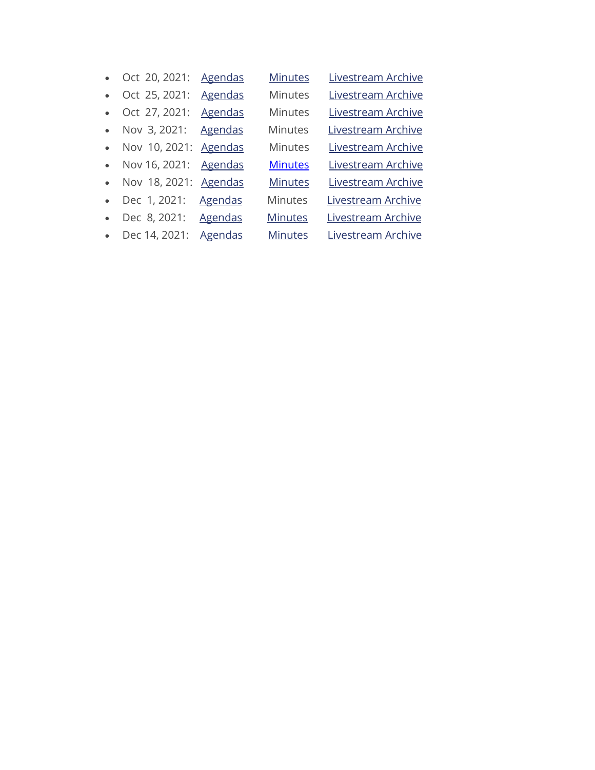- Oct 20, 2021: Agendas Minutes Livestream Archive
- Oct 25, 2021: Agendas Minutes Livestream Archive
- Oct 27, 2021: Agendas Minutes Livestream Archive
- Nov 3, 2021: Agendas Minutes Livestream Archive
- Nov 10, 2021: Agendas Minutes Livestream Archive
- Nov 16, 2021: Agendas Minutes Livestream Archive
- Nov 18, 2021: Agendas Minutes Livestream Archive
- Dec 1, 2021: Agendas Minutes Livestream Archive
- Dec 8, 2021: Agendas Minutes Livestream Archive
- Dec 14, 2021: Agendas Minutes Livestream Archive